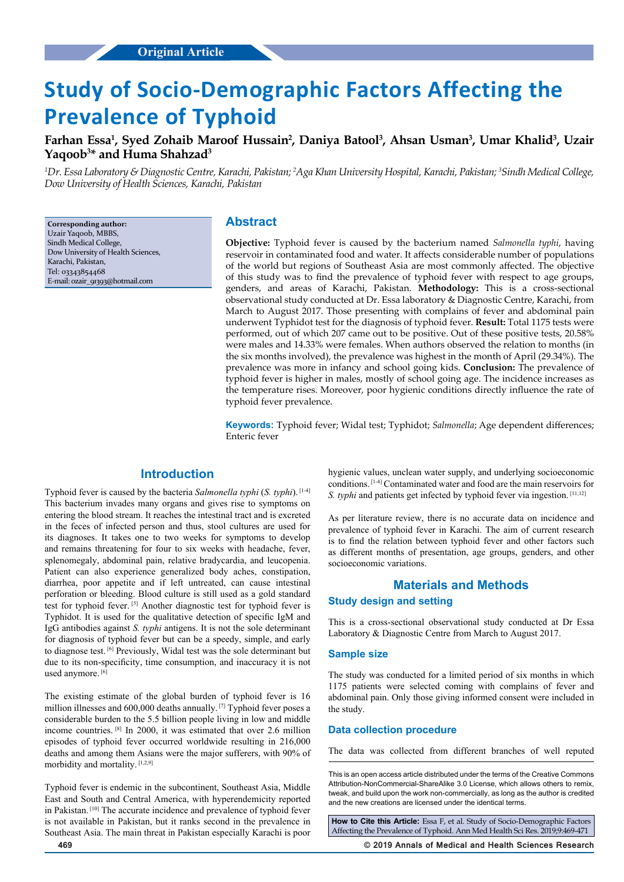Original Article

# Study of Socio-Demographic Factors Affecting the Prevalence of Typhoid

**Farhan Essa[1], Syed Zohaib Maroof Hussain[2], Daniya Batool[3], Ahsan Usman[3], Umar Khalid[3], Uzair Yaqoob[3]* and Huma Shahzad[3]**

*[1]Dr. Essa Laboratory & Diagnostic Centre, Karachi, Pakistan; [2]Aga Khan University Hospital, Karachi, Pakistan; [3]Sindh Medical College, Dow University of Health Sciences, Karachi, Pakistan*

**Corresponding author:**
Uzair Yaqoob, MBBS,
Sindh Medical College,
Dow University of Health Sciences,
Karachi, Pakistan,
Tel: 03343854468
E-mail: ozair_91393@hotmail.com

## Abstract

**Objective:** Typhoid fever is caused by the bacterium named *Salmonella typhi*, having reservoir in contaminated food and water. It affects considerable number of populations of the world but regions of Southeast Asia are most commonly affected. The objective of this study was to find the prevalence of typhoid fever with respect to age groups, genders, and areas of Karachi, Pakistan. **Methodology:** This is a cross-sectional observational study conducted at Dr. Essa laboratory & Diagnostic Centre, Karachi, from March to August 2017. Those presenting with complains of fever and abdominal pain underwent Typhidot test for the diagnosis of typhoid fever. **Result:** Total 1175 tests were performed, out of which 207 came out to be positive. Out of these positive tests, 20.58% were males and 14.33% were females. When authors observed the relation to months (in the six months involved), the prevalence was highest in the month of April (29.34%). The prevalence was more in infancy and school going kids. **Conclusion:** The prevalence of typhoid fever is higher in males, mostly of school going age. The incidence increases as the temperature rises. Moreover, poor hygienic conditions directly influence the rate of typhoid fever prevalence.

**Keywords:** Typhoid fever; Widal test; Typhidot; *Salmonella*; Age dependent differences; Enteric fever

## Introduction

Typhoid fever is caused by the bacteria *Salmonella typhi* (*S. typhi*). [1-4] This bacterium invades many organs and gives rise to symptoms on entering the blood stream. It reaches the intestinal tract and is excreted in the feces of infected person and thus, stool cultures are used for its diagnoses. It takes one to two weeks for symptoms to develop and remains threatening for four to six weeks with headache, fever, splenomegaly, abdominal pain, relative bradycardia, and leucopenia. Patient can also experience generalized body aches, constipation, diarrhea, poor appetite and if left untreated, can cause intestinal perforation or bleeding. Blood culture is still used as a gold standard test for typhoid fever. [5] Another diagnostic test for typhoid fever is Typhidot. It is used for the qualitative detection of specific IgM and IgG antibodies against *S. typhi* antigens. It is not the sole determinant for diagnosis of typhoid fever but can be a speedy, simple, and early to diagnose test. [6] Previously, Widal test was the sole determinant but due to its non-specificity, time consumption, and inaccuracy it is not used anymore. [6]

The existing estimate of the global burden of typhoid fever is 16 million illnesses and 600,000 deaths annually. [7] Typhoid fever poses a considerable burden to the 5.5 billion people living in low and middle income countries. [8] In 2000, it was estimated that over 2.6 million episodes of typhoid fever occurred worldwide resulting in 216,000 deaths and among them Asians were the major sufferers, with 90% of morbidity and mortality. [1,2,9]

Typhoid fever is endemic in the subcontinent, Southeast Asia, Middle East and South and Central America, with hyperendemicity reported in Pakistan. [10] The accurate incidence and prevalence of typhoid fever is not available in Pakistan, but it ranks second in the prevalence in Southeast Asia. The main threat in Pakistan especially Karachi is poor hygienic values, unclean water supply, and underlying socioeconomic conditions. [1-4] Contaminated water and food are the main reservoirs for *S. typhi* and patients get infected by typhoid fever via ingestion. [11,12]

As per literature review, there is no accurate data on incidence and prevalence of typhoid fever in Karachi. The aim of current research is to find the relation between typhoid fever and other factors such as different months of presentation, age groups, genders, and other socioeconomic variations.

## Materials and Methods

### Study design and setting

This is a cross-sectional observational study conducted at Dr Essa Laboratory & Diagnostic Centre from March to August 2017.

### Sample size

The study was conducted for a limited period of six months in which 1175 patients were selected coming with complains of fever and abdominal pain. Only those giving informed consent were included in the study.

### Data collection procedure

The data was collected from different branches of well reputed

This is an open access article distributed under the terms of the Creative Commons Attribution-NonCommercial-ShareAlike 3.0 License, which allows others to remix, tweak, and build upon the work non-commercially, as long as the author is credited and the new creations are licensed under the identical terms.

**How to Cite this Article:** Essa F, et al. Study of Socio-Demographic Factors Affecting the Prevalence of Typhoid. Ann Med Health Sci Res. 2019;9:469-471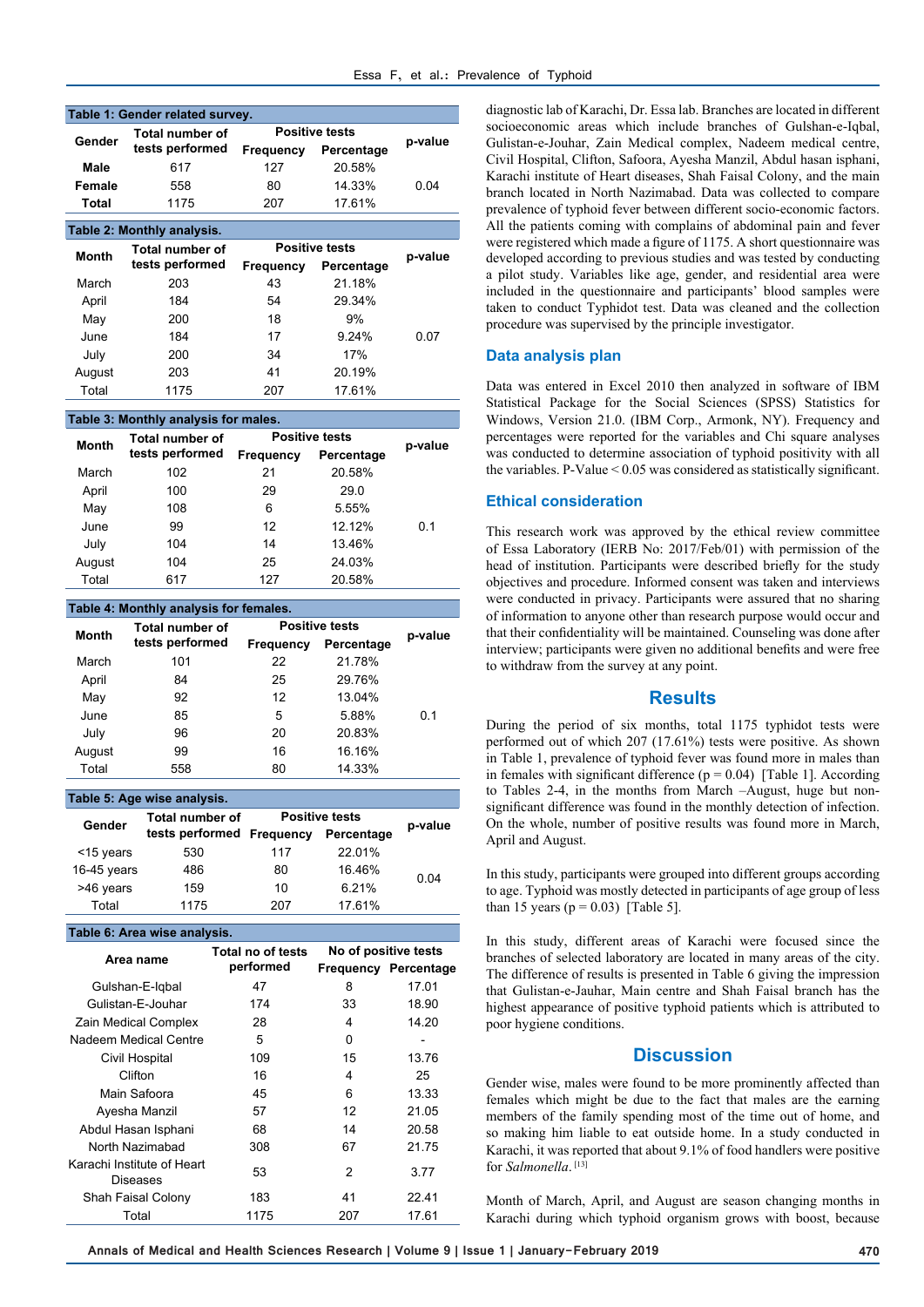**Table 1: Gender related survey.**

| Gender | Total number of tests performed | Positive tests | | p-value |
|---|---|---|---|---|
| | | Frequency | Percentage | |
| Male | 617 | 127 | 20.58% | |
| Female | 558 | 80 | 14.33% | 0.04 |
| Total | 1175 | 207 | 17.61% | |

**Table 2: Monthly analysis.**

| Month | Total number of tests performed | Positive tests | | p-value |
|---|---|---|---|---|
| | | Frequency | Percentage | |
| March | 203 | 43 | 21.18% | |
| April | 184 | 54 | 29.34% | |
| May | 200 | 18 | 9% | |
| June | 184 | 17 | 9.24% | 0.07 |
| July | 200 | 34 | 17% | |
| August | 203 | 41 | 20.19% | |
| Total | 1175 | 207 | 17.61% | |

**Table 3: Monthly analysis for males.**

| Month | Total number of tests performed | Positive tests | | p-value |
|---|---|---|---|---|
| | | Frequency | Percentage | |
| March | 102 | 21 | 20.58% | |
| April | 100 | 29 | 29.0 | |
| May | 108 | 6 | 5.55% | |
| June | 99 | 12 | 12.12% | 0.1 |
| July | 104 | 14 | 13.46% | |
| August | 104 | 25 | 24.03% | |
| Total | 617 | 127 | 20.58% | |

**Table 4: Monthly analysis for females.**

| Month | Total number of tests performed | Positive tests | | p-value |
|---|---|---|---|---|
| | | Frequency | Percentage | |
| March | 101 | 22 | 21.78% | |
| April | 84 | 25 | 29.76% | |
| May | 92 | 12 | 13.04% | |
| June | 85 | 5 | 5.88% | 0.1 |
| July | 96 | 20 | 20.83% | |
| August | 99 | 16 | 16.16% | |
| Total | 558 | 80 | 14.33% | |

**Table 5: Age wise analysis.**

| Gender | Total number of tests performed | Positive tests | | p-value |
|---|---|---|---|---|
| | | Frequency | Percentage | |
| <15 years | 530 | 117 | 22.01% | |
| 16-45 years | 486 | 80 | 16.46% | 0.04 |
| >46 years | 159 | 10 | 6.21% | |
| Total | 1175 | 207 | 17.61% | |

**Table 6: Area wise analysis.**

| Area name | Total no of tests performed | No of positive tests | |
|---|---|---|---|
| | | Frequency | Percentage |
| Gulshan-E-Iqbal | 47 | 8 | 17.01 |
| Gulistan-E-Jouhar | 174 | 33 | 18.90 |
| Zain Medical Complex | 28 | 4 | 14.20 |
| Nadeem Medical Centre | 5 | 0 | - |
| Civil Hospital | 109 | 15 | 13.76 |
| Clifton | 16 | 4 | 25 |
| Main Safoora | 45 | 6 | 13.33 |
| Ayesha Manzil | 57 | 12 | 21.05 |
| Abdul Hasan Isphani | 68 | 14 | 20.58 |
| North Nazimabad | 308 | 67 | 21.75 |
| Karachi Institute of Heart Diseases | 53 | 2 | 3.77 |
| Shah Faisal Colony | 183 | 41 | 22.41 |
| Total | 1175 | 207 | 17.61 |

diagnostic lab of Karachi, Dr. Essa lab. Branches are located in different socioeconomic areas which include branches of Gulshan-e-Iqbal, Gulistan-e-Jouhar, Zain Medical complex, Nadeem medical centre, Civil Hospital, Clifton, Safoora, Ayesha Manzil, Abdul hasan isphani, Karachi institute of Heart diseases, Shah Faisal Colony, and the main branch located in North Nazimabad. Data was collected to compare prevalence of typhoid fever between different socio-economic factors. All the patients coming with complains of abdominal pain and fever were registered which made a figure of 1175. A short questionnaire was developed according to previous studies and was tested by conducting a pilot study. Variables like age, gender, and residential area were included in the questionnaire and participants' blood samples were taken to conduct Typhidot test. Data was cleaned and the collection procedure was supervised by the principle investigator.

## Data analysis plan

Data was entered in Excel 2010 then analyzed in software of IBM Statistical Package for the Social Sciences (SPSS) Statistics for Windows, Version 21.0. (IBM Corp., Armonk, NY). Frequency and percentages were reported for the variables and Chi square analyses was conducted to determine association of typhoid positivity with all the variables. P-Value < 0.05 was considered as statistically significant.

## Ethical consideration

This research work was approved by the ethical review committee of Essa Laboratory (IERB No: 2017/Feb/01) with permission of the head of institution. Participants were described briefly for the study objectives and procedure. Informed consent was taken and interviews were conducted in privacy. Participants were assured that no sharing of information to anyone other than research purpose would occur and that their confidentiality will be maintained. Counseling was done after interview; participants were given no additional benefits and were free to withdraw from the survey at any point.

# Results

During the period of six months, total 1175 typhidot tests were performed out of which 207 (17.61%) tests were positive. As shown in Table 1, prevalence of typhoid fever was found more in males than in females with significant difference (p = 0.04) [Table 1]. According to Tables 2-4, in the months from March –August, huge but non-significant difference was found in the monthly detection of infection. On the whole, number of positive results was found more in March, April and August.

In this study, participants were grouped into different groups according to age. Typhoid was mostly detected in participants of age group of less than 15 years (p = 0.03) [Table 5].

In this study, different areas of Karachi were focused since the branches of selected laboratory are located in many areas of the city. The difference of results is presented in Table 6 giving the impression that Gulistan-e-Jauhar, Main centre and Shah Faisal branch has the highest appearance of positive typhoid patients which is attributed to poor hygiene conditions.

# Discussion

Gender wise, males were found to be more prominently affected than females which might be due to the fact that males are the earning members of the family spending most of the time out of home, and so making him liable to eat outside home. In a study conducted in Karachi, it was reported that about 9.1% of food handlers were positive for *Salmonella*. [13]

Month of March, April, and August are season changing months in Karachi during which typhoid organism grows with boost, because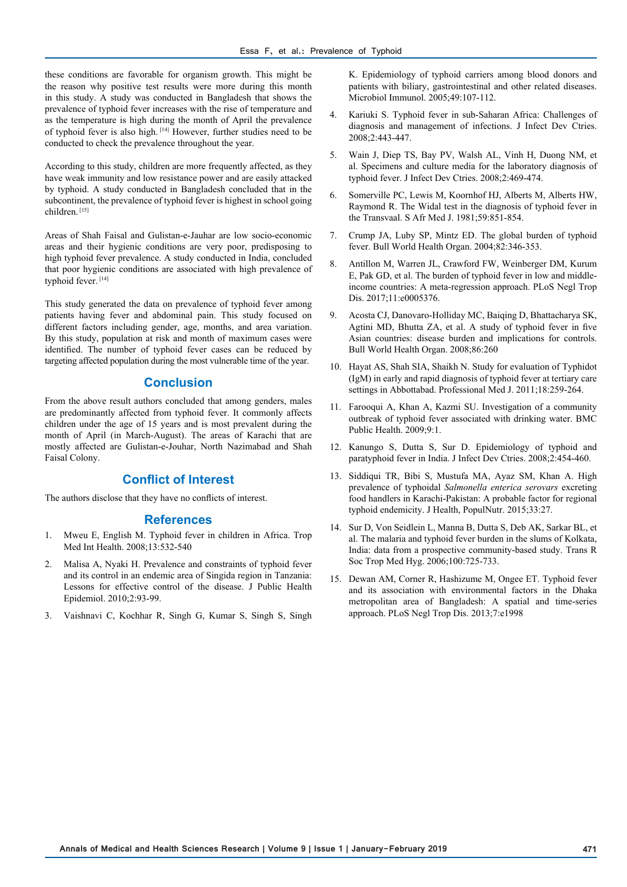these conditions are favorable for organism growth. This might be the reason why positive test results were more during this month in this study. A study was conducted in Bangladesh that shows the prevalence of typhoid fever increases with the rise of temperature and as the temperature is high during the month of April the prevalence of typhoid fever is also high.[14] However, further studies need to be conducted to check the prevalence throughout the year.

According to this study, children are more frequently affected, as they have weak immunity and low resistance power and are easily attacked by typhoid. A study conducted in Bangladesh concluded that in the subcontinent, the prevalence of typhoid fever is highest in school going children.[15]

Areas of Shah Faisal and Gulistan-e-Jauhar are low socio-economic areas and their hygienic conditions are very poor, predisposing to high typhoid fever prevalence. A study conducted in India, concluded that poor hygienic conditions are associated with high prevalence of typhoid fever.[14]

This study generated the data on prevalence of typhoid fever among patients having fever and abdominal pain. This study focused on different factors including gender, age, months, and area variation. By this study, population at risk and month of maximum cases were identified. The number of typhoid fever cases can be reduced by targeting affected population during the most vulnerable time of the year.

## Conclusion

From the above result authors concluded that among genders, males are predominantly affected from typhoid fever. It commonly affects children under the age of 15 years and is most prevalent during the month of April (in March-August). The areas of Karachi that are mostly affected are Gulistan-e-Jouhar, North Nazimabad and Shah Faisal Colony.

## Conflict of Interest

The authors disclose that they have no conflicts of interest.

## References

1. Mweu E, English M. Typhoid fever in children in Africa. Trop Med Int Health. 2008;13:532-540
2. Malisa A, Nyaki H. Prevalence and constraints of typhoid fever and its control in an endemic area of Singida region in Tanzania: Lessons for effective control of the disease. J Public Health Epidemiol. 2010;2:93-99.
3. Vaishnavi C, Kochhar R, Singh G, Kumar S, Singh S, Singh K. Epidemiology of typhoid carriers among blood donors and patients with biliary, gastrointestinal and other related diseases. Microbiol Immunol. 2005;49:107-112.
4. Kariuki S. Typhoid fever in sub-Saharan Africa: Challenges of diagnosis and management of infections. J Infect Dev Ctries. 2008;2:443-447.
5. Wain J, Diep TS, Bay PV, Walsh AL, Vinh H, Duong NM, et al. Specimens and culture media for the laboratory diagnosis of typhoid fever. J Infect Dev Ctries. 2008;2:469-474.
6. Somerville PC, Lewis M, Koornhof HJ, Alberts M, Alberts HW, Raymond R. The Widal test in the diagnosis of typhoid fever in the Transvaal. S Afr Med J. 1981;59:851-854.
7. Crump JA, Luby SP, Mintz ED. The global burden of typhoid fever. Bull World Health Organ. 2004;82:346-353.
8. Antillon M, Warren JL, Crawford FW, Weinberger DM, Kurum E, Pak GD, et al. The burden of typhoid fever in low and middle-income countries: A meta-regression approach. PLoS Negl Trop Dis. 2017;11:e0005376.
9. Acosta CJ, Danovaro-Holliday MC, Baiqing D, Bhattacharya SK, Agtini MD, Bhutta ZA, et al. A study of typhoid fever in five Asian countries: disease burden and implications for controls. Bull World Health Organ. 2008;86:260
10. Hayat AS, Shah SIA, Shaikh N. Study for evaluation of Typhidot (IgM) in early and rapid diagnosis of typhoid fever at tertiary care settings in Abbottabad. Professional Med J. 2011;18:259-264.
11. Farooqui A, Khan A, Kazmi SU. Investigation of a community outbreak of typhoid fever associated with drinking water. BMC Public Health. 2009;9:1.
12. Kanungo S, Dutta S, Sur D. Epidemiology of typhoid and paratyphoid fever in India. J Infect Dev Ctries. 2008;2:454-460.
13. Siddiqui TR, Bibi S, Mustufa MA, Ayaz SM, Khan A. High prevalence of typhoidal *Salmonella enterica serovars* excreting food handlers in Karachi-Pakistan: A probable factor for regional typhoid endemicity. J Health, PopulNutr. 2015;33:27.
14. Sur D, Von Seidlein L, Manna B, Dutta S, Deb AK, Sarkar BL, et al. The malaria and typhoid fever burden in the slums of Kolkata, India: data from a prospective community-based study. Trans R Soc Trop Med Hyg. 2006;100:725-733.
15. Dewan AM, Corner R, Hashizume M, Ongee ET. Typhoid fever and its association with environmental factors in the Dhaka metropolitan area of Bangladesh: A spatial and time-series approach. PLoS Negl Trop Dis. 2013;7:e1998